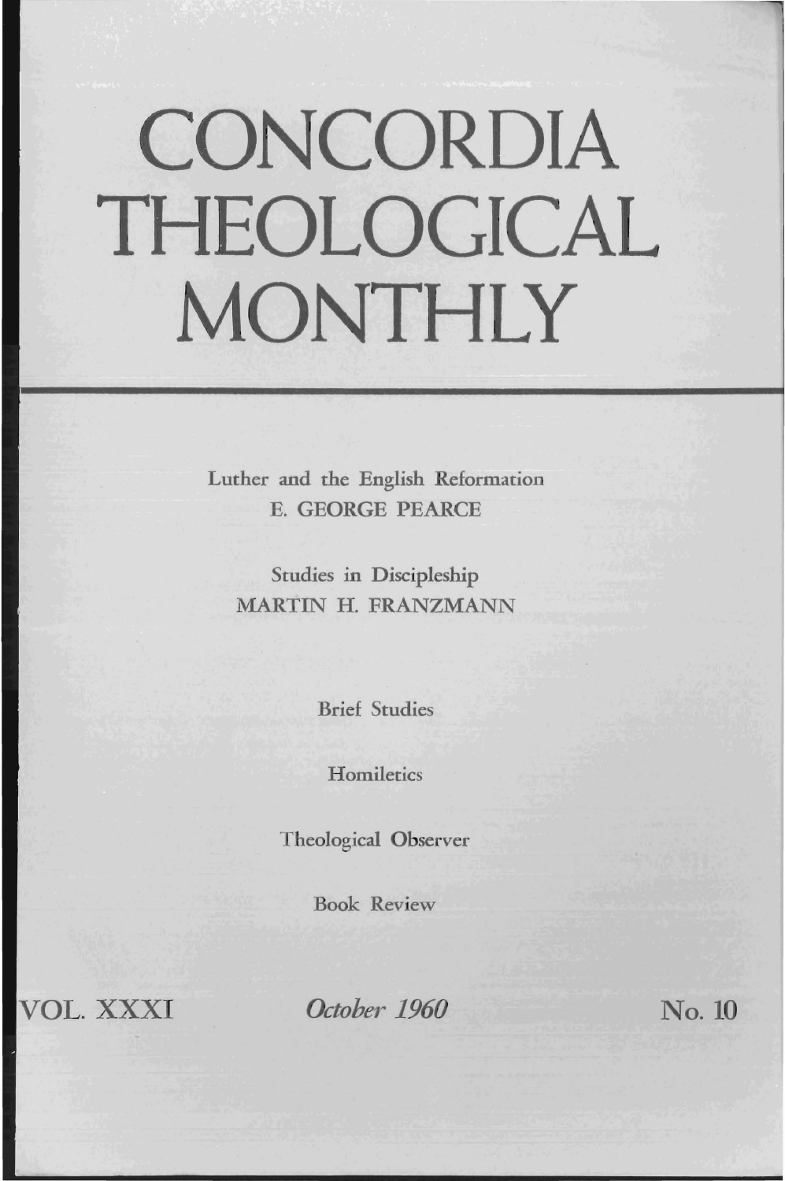# CONCORDIA THEOLOGICAL MONTHLY

Luther and the English Reformation
E. GEORGE PEARCE

Studies in Discipleship
MARTIN H. FRANZMANN

Brief Studies

Homiletics

Theological Observer

Book Review

VOL. XXXI *October 1960* No. 10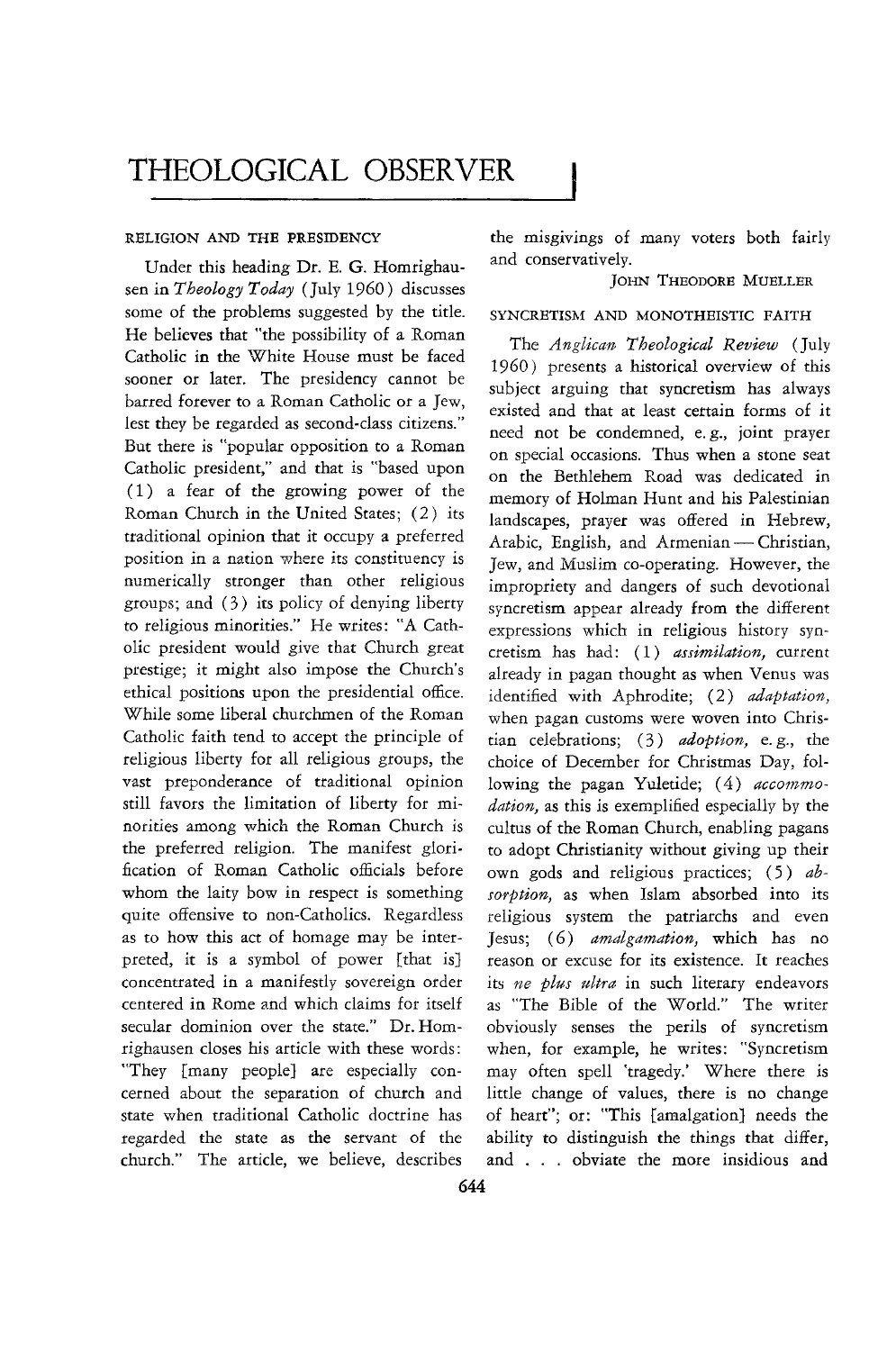# THEOLOGICAL OBSERVER

## RELIGION AND THE PRESIDENCY

Under this heading Dr. E. G. Homrighausen in *Theology Today* (July 1960) discusses some of the problems suggested by the title. He believes that "the possibility of a Roman Catholic in the White House must be faced sooner or later. The presidency cannot be barred forever to a Roman Catholic or a Jew, lest they be regarded as second-class citizens." But there is "popular opposition to a Roman Catholic president," and that is "based upon (1) a fear of the growing power of the Roman Church in the United States; (2) its traditional opinion that it occupy a preferred position in a nation where its constituency is numerically stronger than other religious groups; and (3) its policy of denying liberty to religious minorities." He writes: "A Catholic president would give that Church great prestige; it might also impose the Church's ethical positions upon the presidential office. While some liberal churchmen of the Roman Catholic faith tend to accept the principle of religious liberty for all religious groups, the vast preponderance of traditional opinion still favors the limitation of liberty for minorities among which the Roman Church is the preferred religion. The manifest glorification of Roman Catholic officials before whom the laity bow in respect is something quite offensive to non-Catholics. Regardless as to how this act of homage may be interpreted, it is a symbol of power [that is] concentrated in a manifestly sovereign order centered in Rome and which claims for itself secular dominion over the state." Dr. Homrighausen closes his article with these words: "They [many people] are especially concerned about the separation of church and state when traditional Catholic doctrine has regarded the state as the servant of the church." The article, we believe, describes the misgivings of many voters both fairly and conservatively.

JOHN THEODORE MUELLER

## SYNCRETISM AND MONOTHEISTIC FAITH

The *Anglican Theological Review* (July 1960) presents a historical overview of this subject arguing that syncretism has always existed and that at least certain forms of it need not be condemned, e. g., joint prayer on special occasions. Thus when a stone seat on the Bethlehem Road was dedicated in memory of Holman Hunt and his Palestinian landscapes, prayer was offered in Hebrew, Arabic, English, and Armenian — Christian, Jew, and Muslim co-operating. However, the impropriety and dangers of such devotional syncretism appear already from the different expressions which in religious history syncretism has had: (1) *assimilation*, current already in pagan thought as when Venus was identified with Aphrodite; (2) *adaptation*, when pagan customs were woven into Christian celebrations; (3) *adoption*, e. g., the choice of December for Christmas Day, following the pagan Yuletide; (4) *accommodation*, as this is exemplified especially by the cultus of the Roman Church, enabling pagans to adopt Christianity without giving up their own gods and religious practices; (5) *absorption*, as when Islam absorbed into its religious system the patriarchs and even Jesus; (6) *amalgamation*, which has no reason or excuse for its existence. It reaches its *ne plus ultra* in such literary endeavors as "The Bible of the World." The writer obviously senses the perils of syncretism when, for example, he writes: "Syncretism may often spell 'tragedy.' Where there is little change of values, there is no change of heart"; or: "This [amalgation] needs the ability to distinguish the things that differ, and . . . obviate the more insidious and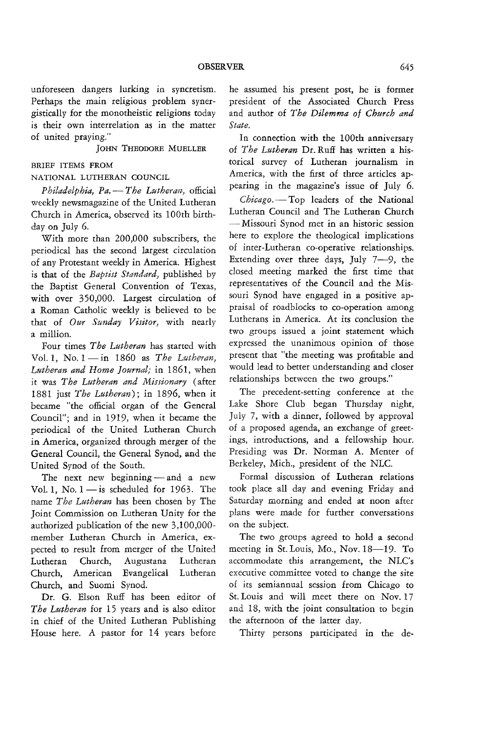unforeseen dangers lurking in syncretism. Perhaps the main religious problem synergistically for the monotheistic religions today is their own interrelation as in the matter of united praying."

JOHN THEODORE MUELLER

BRIEF ITEMS FROM NATIONAL LUTHERAN COUNCIL

*Philadelphia, Pa.* — *The Lutheran*, official weekly newsmagazine of the United Lutheran Church in America, observed its 100th birthday on July 6.

With more than 200,000 subscribers, the periodical has the second largest circulation of any Protestant weekly in America. Highest is that of the *Baptist Standard*, published by the Baptist General Convention of Texas, with over 350,000. Largest circulation of a Roman Catholic weekly is believed to be that of *Our Sunday Visitor*, with nearly a million.

Four times *The Lutheran* has started with Vol. 1, No. 1 — in 1860 as *The Lutheran, Lutheran and Home Journal;* in 1861, when it was *The Lutheran and Missionary* (after 1881 just *The Lutheran*); in 1896, when it became "the official organ of the General Council"; and in 1919, when it became the periodical of the United Lutheran Church in America, organized through merger of the General Council, the General Synod, and the United Synod of the South.

The next new beginning — and a new Vol. 1, No. 1 — is scheduled for 1963. The name *The Lutheran* has been chosen by The Joint Commission on Lutheran Unity for the authorized publication of the new 3,100,000-member Lutheran Church in America, expected to result from merger of the United Lutheran Church, Augustana Lutheran Church, American Evangelical Lutheran Church, and Suomi Synod.

Dr. G. Elson Ruff has been editor of *The Lutheran* for 15 years and is also editor in chief of the United Lutheran Publishing House here. A pastor for 14 years before he assumed his present post, he is former president of the Associated Church Press and author of *The Dilemma of Church and State.*

In connection with the 100th anniversary of *The Lutheran* Dr. Ruff has written a historical survey of Lutheran journalism in America, with the first of three articles appearing in the magazine's issue of July 6.

*Chicago.* — Top leaders of the National Lutheran Council and The Lutheran Church — Missouri Synod met in an historic session here to explore the theological implications of inter-Lutheran co-operative relationships. Extending over three days, July 7—9, the closed meeting marked the first time that representatives of the Council and the Missouri Synod have engaged in a positive appraisal of roadblocks to co-operation among Lutherans in America. At its conclusion the two groups issued a joint statement which expressed the unanimous opinion of those present that "the meeting was profitable and would lead to better understanding and closer relationships between the two groups."

The precedent-setting conference at the Lake Shore Club began Thursday night, July 7, with a dinner, followed by approval of a proposed agenda, an exchange of greetings, introductions, and a fellowship hour. Presiding was Dr. Norman A. Menter of Berkeley, Mich., president of the NLC.

Formal discussion of Lutheran relations took place all day and evening Friday and Saturday morning and ended at noon after plans were made for further conversations on the subject.

The two groups agreed to hold a second meeting in St. Louis, Mo., Nov. 18—19. To accommodate this arrangement, the NLC's executive committee voted to change the site of its semiannual session from Chicago to St. Louis and will meet there on Nov. 17 and 18, with the joint consultation to begin the afternoon of the latter day.

Thirty persons participated in the de-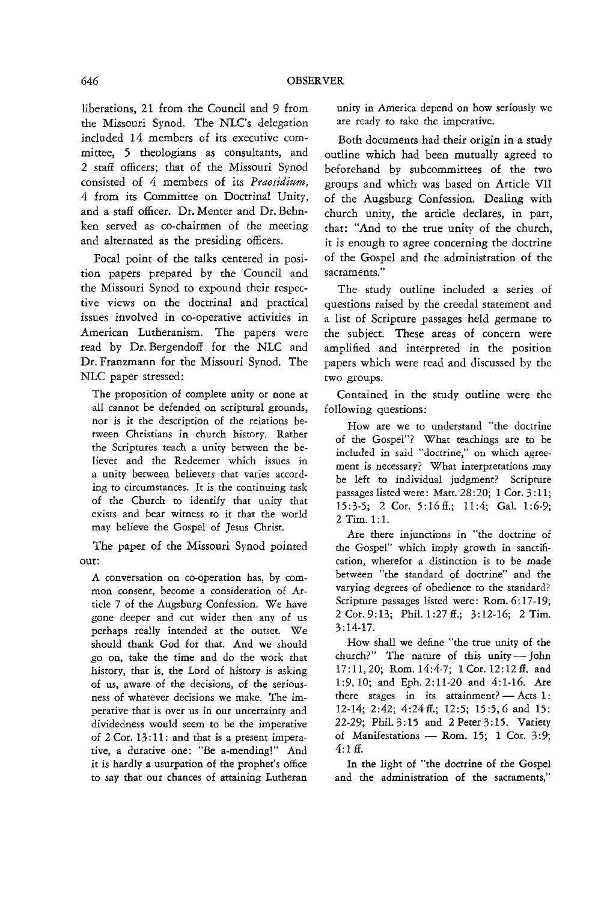liberations, 21 from the Council and 9 from the Missouri Synod. The NLC's delegation included 14 members of its executive committee, 5 theologians as consultants, and 2 staff officers; that of the Missouri Synod consisted of 4 members of its *Praesidium*, 4 from its Committee on Doctrinal Unity, and a staff officer. Dr. Menter and Dr. Behnken served as co-chairmen of the meeting and alternated as the presiding officers.

Focal point of the talks centered in position papers prepared by the Council and the Missouri Synod to expound their respective views on the doctrinal and practical issues involved in co-operative activities in American Lutheranism. The papers were read by Dr. Bergendoff for the NLC and Dr. Franzmann for the Missouri Synod. The NLC paper stressed:

> The proposition of complete unity or none at all cannot be defended on scriptural grounds, nor is it the description of the relations between Christians in church history. Rather the Scriptures teach a unity between the believer and the Redeemer which issues in a unity between believers that varies according to circumstances. It is the continuing task of the Church to identify that unity that exists and bear witness to it that the world may believe the Gospel of Jesus Christ.

The paper of the Missouri Synod pointed out:

> A conversation on co-operation has, by common consent, become a consideration of Article 7 of the Augsburg Confession. We have gone deeper and cut wider then any of us perhaps really intended at the outset. We should thank God for that. And we should go on, take the time and do the work that history, that is, the Lord of history is asking of us, aware of the decisions, of the seriousness of whatever decisions we make. The imperative that is over us in our uncertainty and dividedness would seem to be the imperative of 2 Cor. 13:11: and that is a present imperative, a durative one: "Be a-mending!" And it is hardly a usurpation of the prophet's office to say that our chances of attaining Lutheran unity in America depend on how seriously we are ready to take the imperative.

Both documents had their origin in a study outline which had been mutually agreed to beforehand by subcommittees of the two groups and which was based on Article VII of the Augsburg Confession. Dealing with church unity, the article declares, in part, that: "And to the true unity of the church, it is enough to agree concerning the doctrine of the Gospel and the administration of the sacraments."

The study outline included a series of questions raised by the creedal statement and a list of Scripture passages held germane to the subject. These areas of concern were amplified and interpreted in the position papers which were read and discussed by the two groups.

Contained in the study outline were the following questions:

> How are we to understand "the doctrine of the Gospel"? What teachings are to be included in said "doctrine," on which agreement is necessary? What interpretations may be left to individual judgment? Scripture passages listed were: Matt. 28:20; 1 Cor. 3:11; 15:3-5; 2 Cor. 5:16 ff.; 11:4; Gal. 1:6-9; 2 Tim. 1:1.
>
> Are there injunctions in "the doctrine of the Gospel" which imply growth in sanctification, wherefor a distinction is to be made between "the standard of doctrine" and the varying degrees of obedience to the standard? Scripture passages listed were: Rom. 6:17-19; 2 Cor. 9:13; Phil. 1:27 ff.; 3:12-16; 2 Tim. 3:14-17.
>
> How shall we define "the true unity of the church?" The nature of this unity — John 17:11, 20; Rom. 14:4-7; 1 Cor. 12:12 ff. and 1:9, 10; and Eph. 2:11-20 and 4:1-16. Are there stages in its attainment? — Acts 1:12-14; 2:42; 4:24 ff.; 12:5; 15:5, 6 and 15:22-29; Phil. 3:15 and 2 Peter 3:15. Variety of Manifestations — Rom. 15; 1 Cor. 3:9; 4:1 ff.
>
> In the light of "the doctrine of the Gospel and the administration of the sacraments,"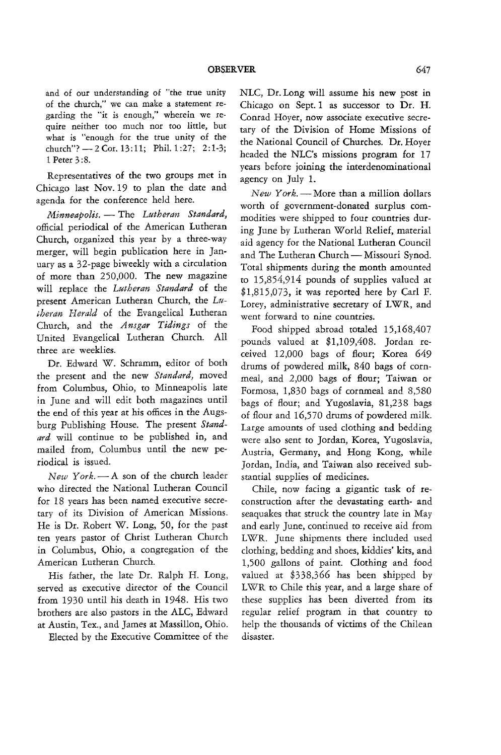and of our understanding of "the true unity of the church," we can make a statement regarding the "it is enough," wherein we require neither too much nor too little, but what is "enough for the true unity of the church"? — 2 Cor. 13:11; Phil. 1:27; 2:1-3; 1 Peter 3:8.

Representatives of the two groups met in Chicago last Nov. 19 to plan the date and agenda for the conference held here.

*Minneapolis.* — The *Lutheran Standard*, official periodical of the American Lutheran Church, organized this year by a three-way merger, will begin publication here in January as a 32-page biweekly with a circulation of more than 250,000. The new magazine will replace the *Lutheran Standard* of the present American Lutheran Church, the *Lutheran Herald* of the Evangelical Lutheran Church, and the *Ansgar Tidings* of the United Evangelical Lutheran Church. All three are weeklies.

Dr. Edward W. Schramm, editor of both the present and the new *Standard*, moved from Columbus, Ohio, to Minneapolis late in June and will edit both magazines until the end of this year at his offices in the Augsburg Publishing House. The present *Standard* will continue to be published in, and mailed from, Columbus until the new periodical is issued.

*New York.* — A son of the church leader who directed the National Lutheran Council for 18 years has been named executive secretary of its Division of American Missions. He is Dr. Robert W. Long, 50, for the past ten years pastor of Christ Lutheran Church in Columbus, Ohio, a congregation of the American Lutheran Church.

His father, the late Dr. Ralph H. Long, served as executive director of the Council from 1930 until his death in 1948. His two brothers are also pastors in the ALC, Edward at Austin, Tex., and James at Massillon, Ohio.

Elected by the Executive Committee of the NLC, Dr. Long will assume his new post in Chicago on Sept. 1 as successor to Dr. H. Conrad Hoyer, now associate executive secretary of the Division of Home Missions of the National Council of Churches. Dr. Hoyer headed the NLC's missions program for 17 years before joining the interdenominational agency on July 1.

*New York.* — More than a million dollars worth of government-donated surplus commodities were shipped to four countries during June by Lutheran World Relief, material aid agency for the National Lutheran Council and The Lutheran Church — Missouri Synod. Total shipments during the month amounted to 15,854,914 pounds of supplies valued at $1,815,073, it was reported here by Carl F. Lorey, administrative secretary of LWR, and went forward to nine countries.

Food shipped abroad totaled 15,168,407 pounds valued at $1,109,408. Jordan received 12,000 bags of flour; Korea 649 drums of powdered milk, 840 bags of cornmeal, and 2,000 bags of flour; Taiwan or Formosa, 1,830 bags of cornmeal and 8,580 bags of flour; and Yugoslavia, 81,238 bags of flour and 16,570 drums of powdered milk. Large amounts of used clothing and bedding were also sent to Jordan, Korea, Yugoslavia, Austria, Germany, and Hong Kong, while Jordan, India, and Taiwan also received substantial supplies of medicines.

Chile, now facing a gigantic task of reconstruction after the devastating earth- and seaquakes that struck the country late in May and early June, continued to receive aid from LWR. June shipments there included used clothing, bedding and shoes, kiddies' kits, and 1,500 gallons of paint. Clothing and food valued at $338,366 has been shipped by LWR to Chile this year, and a large share of these supplies has been diverted from its regular relief program in that country to help the thousands of victims of the Chilean disaster.